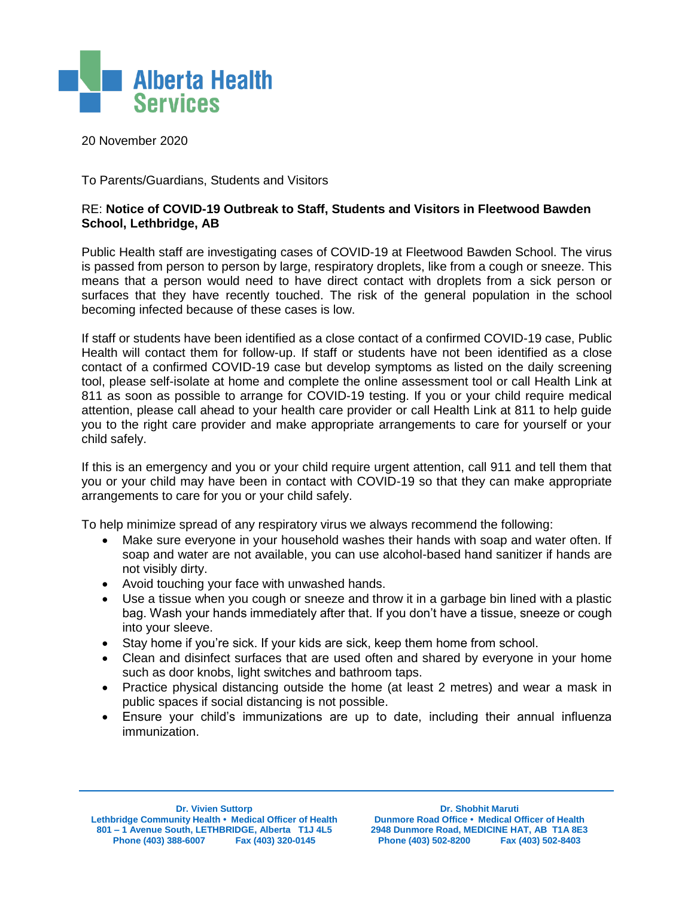Alberta Health Services

20 November 2020

To Parents/Guardians, Students and Visitors

RE: **Notice of COVID-19 Outbreak to Staff, Students and Visitors in Fleetwood Bawden School, Lethbridge, AB**

Public Health staff are investigating cases of COVID-19 at Fleetwood Bawden School. The virus is passed from person to person by large, respiratory droplets, like from a cough or sneeze. This means that a person would need to have direct contact with droplets from a sick person or surfaces that they have recently touched. The risk of the general population in the school becoming infected because of these cases is low.

If staff or students have been identified as a close contact of a confirmed COVID-19 case, Public Health will contact them for follow-up. If staff or students have not been identified as a close contact of a confirmed COVID-19 case but develop symptoms as listed on the daily screening tool, please self-isolate at home and complete the online assessment tool or call Health Link at 811 as soon as possible to arrange for COVID-19 testing. If you or your child require medical attention, please call ahead to your health care provider or call Health Link at 811 to help guide you to the right care provider and make appropriate arrangements to care for yourself or your child safely.

If this is an emergency and you or your child require urgent attention, call 911 and tell them that you or your child may have been in contact with COVID-19 so that they can make appropriate arrangements to care for you or your child safely.

To help minimize spread of any respiratory virus we always recommend the following:

- Make sure everyone in your household washes their hands with soap and water often. If soap and water are not available, you can use alcohol-based hand sanitizer if hands are not visibly dirty.
- Avoid touching your face with unwashed hands.
- Use a tissue when you cough or sneeze and throw it in a garbage bin lined with a plastic bag. Wash your hands immediately after that. If you don't have a tissue, sneeze or cough into your sleeve.
- Stay home if you're sick. If your kids are sick, keep them home from school.
- Clean and disinfect surfaces that are used often and shared by everyone in your home such as door knobs, light switches and bathroom taps.
- Practice physical distancing outside the home (at least 2 metres) and wear a mask in public spaces if social distancing is not possible.
- Ensure your child's immunizations are up to date, including their annual influenza immunization.

**Dr. Vivien Suttorp**
**Lethbridge Community Health • Medical Officer of Health**
**801 – 1 Avenue South, LETHBRIDGE, Alberta T1J 4L5**
**Phone (403) 388-6007 Fax (403) 320-0145**

**Dr. Shobhit Maruti**
**Dunmore Road Office • Medical Officer of Health**
**2948 Dunmore Road, MEDICINE HAT, AB T1A 8E3**
**Phone (403) 502-8200 Fax (403) 502-8403**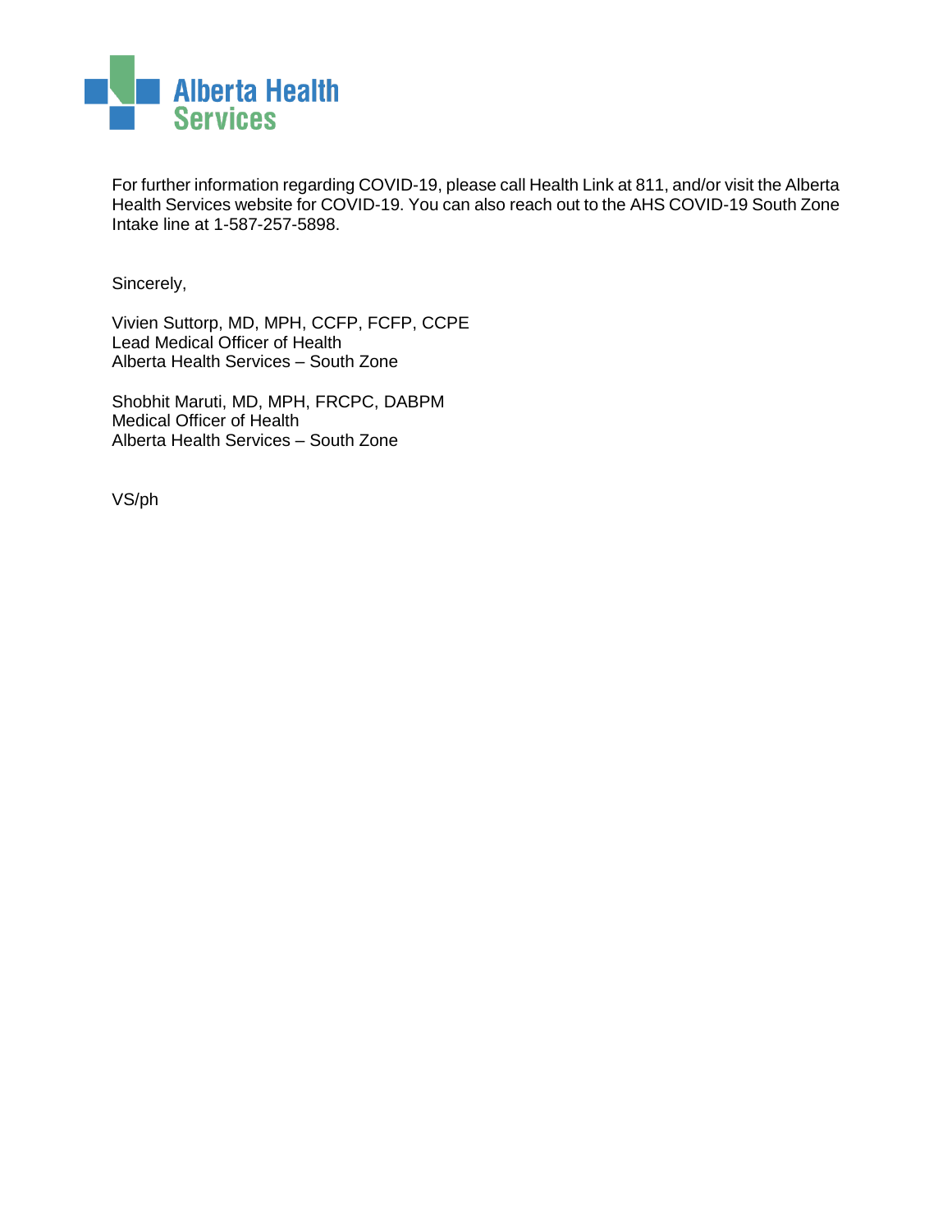For further information regarding COVID-19, please call Health Link at 811, and/or visit the Alberta Health Services website for COVID-19. You can also reach out to the AHS COVID-19 South Zone Intake line at 1-587-257-5898.

Sincerely,

Vivien Suttorp, MD, MPH, CCFP, FCFP, CCPE
Lead Medical Officer of Health
Alberta Health Services – South Zone

Shobhit Maruti, MD, MPH, FRCPC, DABPM
Medical Officer of Health
Alberta Health Services – South Zone

VS/ph